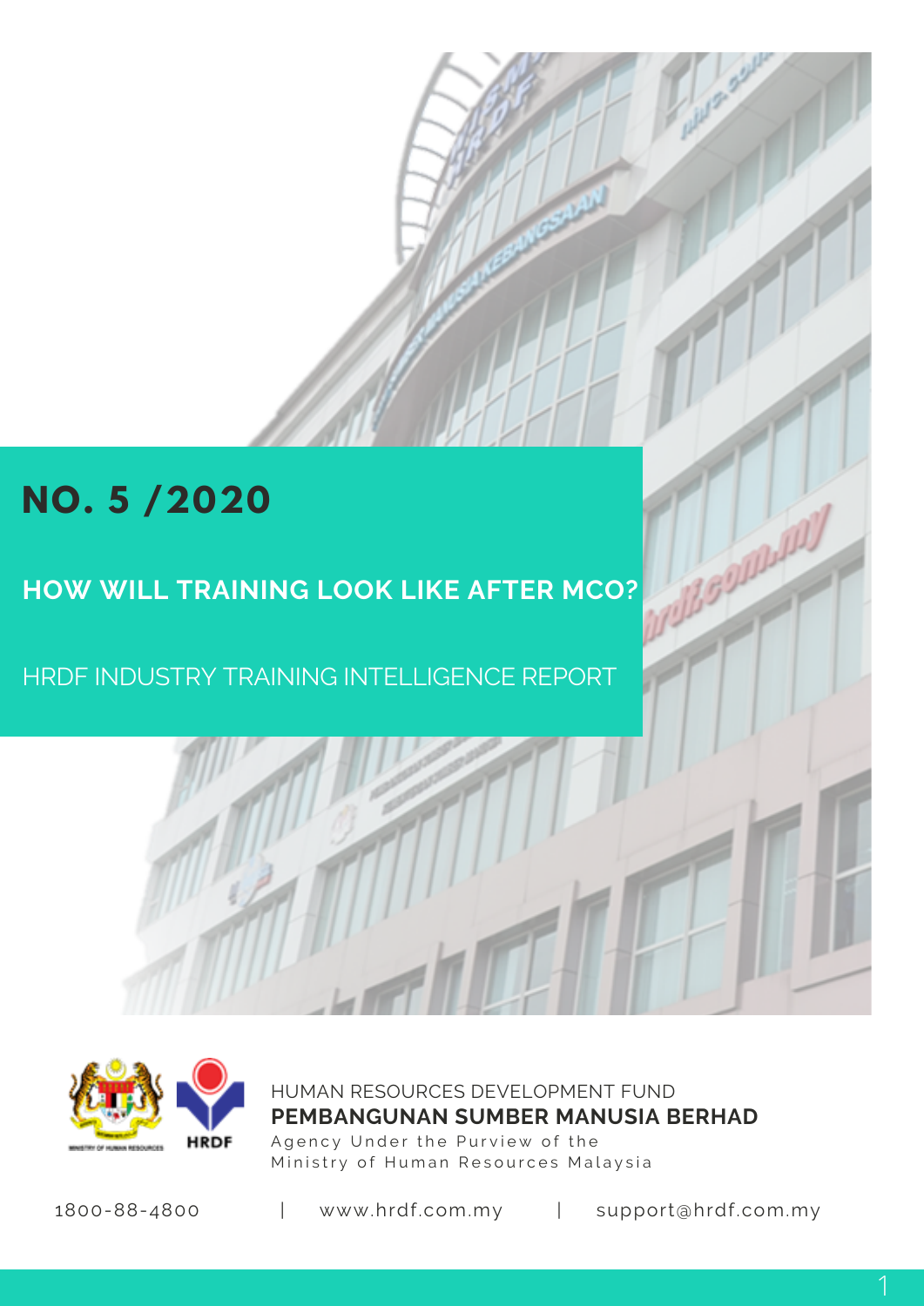# NO. 5 /2020

## HOW WILL TRAINING LOOK LIKE AFTER MCO?

HRDF INDUSTRY TRAINING INTELLIGENCE REPORT

HUMAN RESOURCES DEVELOPMENT FUND
**PEMBANGUNAN SUMBER MANUSIA BERHAD**
Agency Under the Purview of the
Ministry of Human Resources Malaysia

1800-88-4800 | www.hrdf.com.my | support@hrdf.com.my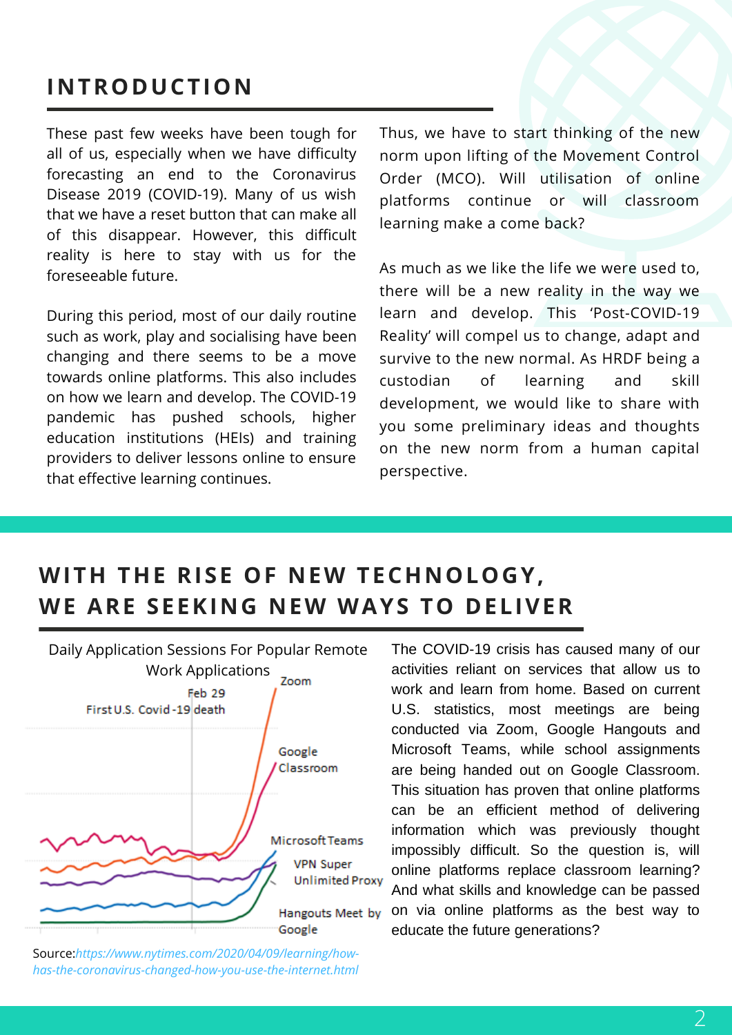## INTRODUCTION

These past few weeks have been tough for all of us, especially when we have difficulty forecasting an end to the Coronavirus Disease 2019 (COVID-19). Many of us wish that we have a reset button that can make all of this disappear. However, this difficult reality is here to stay with us for the foreseeable future.

During this period, most of our daily routine such as work, play and socialising have been changing and there seems to be a move towards online platforms. This also includes on how we learn and develop. The COVID-19 pandemic has pushed schools, higher education institutions (HEIs) and training providers to deliver lessons online to ensure that effective learning continues.

Thus, we have to start thinking of the new norm upon lifting of the Movement Control Order (MCO). Will utilisation of online platforms continue or will classroom learning make a come back?

As much as we like the life we were used to, there will be a new reality in the way we learn and develop. This 'Post-COVID-19 Reality' will compel us to change, adapt and survive to the new normal. As HRDF being a custodian of learning and skill development, we would like to share with you some preliminary ideas and thoughts on the new norm from a human capital perspective.

## WITH THE RISE OF NEW TECHNOLOGY, WE ARE SEEKING NEW WAYS TO DELIVER

Daily Application Sessions For Popular Remote Work Applications

Feb 29 First U.S. Covid-19 death

Zoom

Google Classroom

Microsoft Teams

VPN Super Unlimited Proxy

Hangouts Meet by Google

Source: *https://www.nytimes.com/2020/04/09/learning/how-has-the-coronavirus-changed-how-you-use-the-internet.html*

The COVID-19 crisis has caused many of our activities reliant on services that allow us to work and learn from home. Based on current U.S. statistics, most meetings are being conducted via Zoom, Google Hangouts and Microsoft Teams, while school assignments are being handed out on Google Classroom. This situation has proven that online platforms can be an efficient method of delivering information which was previously thought impossibly difficult. So the question is, will online platforms replace classroom learning? And what skills and knowledge can be passed on via online platforms as the best way to educate the future generations?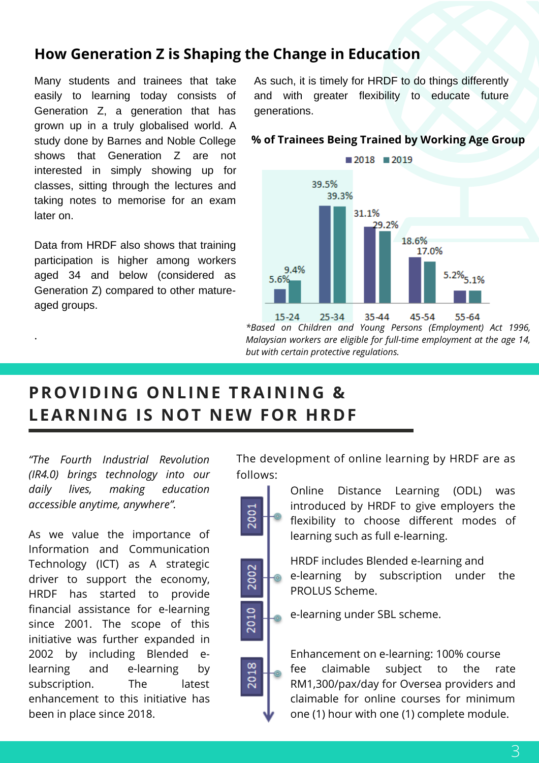## How Generation Z is Shaping the Change in Education

Many students and trainees that take easily to learning today consists of Generation Z, a generation that has grown up in a truly globalised world. A study done by Barnes and Noble College shows that Generation Z are not interested in simply showing up for classes, sitting through the lectures and taking notes to memorise for an exam later on.

Data from HRDF also shows that training participation is higher among workers aged 34 and below (considered as Generation Z) compared to other mature-aged groups.

.

As such, it is timely for HRDF to do things differently and with greater flexibility to educate future generations.

**% of Trainees Being Trained by Working Age Group**

| Age Group | 2018 | 2019 |
|---|---|---|
| 15-24 | 5.6% | 9.4% |
| 25-34 | 39.5% | 39.3% |
| 35-44 | 31.1% | 29.2% |
| 45-54 | 18.6% | 17.0% |
| 55-64 | 5.2% | 5.1% |

*\*Based on Children and Young Persons (Employment) Act 1996, Malaysian workers are eligible for full-time employment at the age 14, but with certain protective regulations.*

## PROVIDING ONLINE TRAINING & LEARNING IS NOT NEW FOR HRDF

*"The Fourth Industrial Revolution (IR4.0) brings technology into our daily lives, making education accessible anytime, anywhere".*

As we value the importance of Information and Communication Technology (ICT) as A strategic driver to support the economy, HRDF has started to provide financial assistance for e-learning since 2001. The scope of this initiative was further expanded in 2002 by including Blended e-learning and e-learning by subscription. The latest enhancement to this initiative has been in place since 2018.

The development of online learning by HRDF are as follows:

- **2001** – Online Distance Learning (ODL) was introduced by HRDF to give employers the flexibility to choose different modes of learning such as full e-learning.
- **2002** – HRDF includes Blended e-learning and e-learning by subscription under the PROLUS Scheme.
- **2010** – e-learning under SBL scheme.
- **2018** – Enhancement on e-learning: 100% course fee claimable subject to the rate RM1,300/pax/day for Oversea providers and claimable for online courses for minimum one (1) hour with one (1) complete module.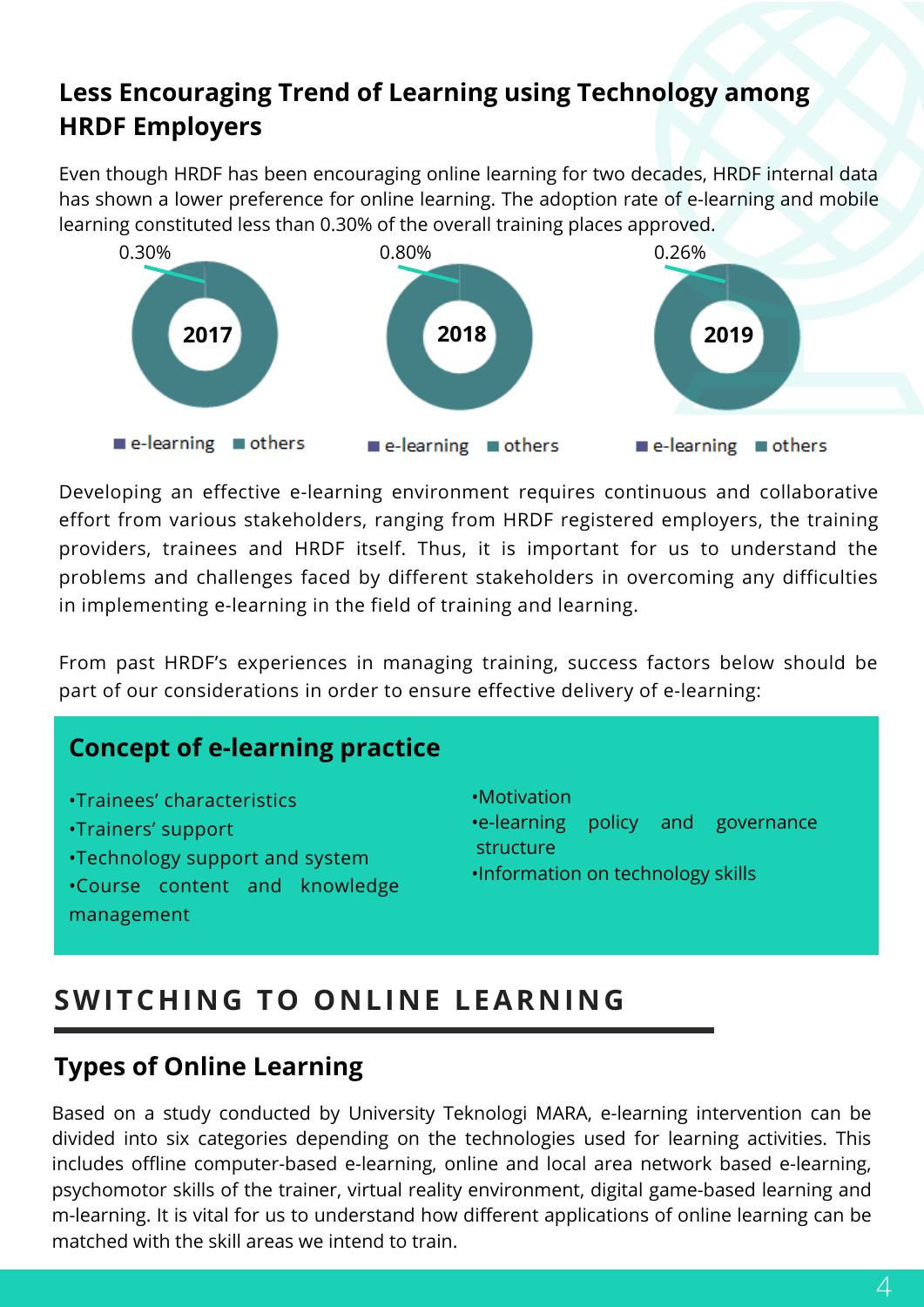## Less Encouraging Trend of Learning using Technology among HRDF Employers

Even though HRDF has been encouraging online learning for two decades, HRDF internal data has shown a lower preference for online learning. The adoption rate of e-learning and mobile learning constituted less than 0.30% of the overall training places approved.

| Year | e-learning | others |
|---|---|---|
| 2017 | 0.30% | |
| 2018 | 0.80% | |
| 2019 | 0.26% | |

Developing an effective e-learning environment requires continuous and collaborative effort from various stakeholders, ranging from HRDF registered employers, the training providers, trainees and HRDF itself. Thus, it is important for us to understand the problems and challenges faced by different stakeholders in overcoming any difficulties in implementing e-learning in the field of training and learning.

From past HRDF's experiences in managing training, success factors below should be part of our considerations in order to ensure effective delivery of e-learning:

### Concept of e-learning practice

- Trainees' characteristics
- Trainers' support
- Technology support and system
- Course content and knowledge management
- Motivation
- e-learning policy and governance structure
- Information on technology skills

## SWITCHING TO ONLINE LEARNING

### Types of Online Learning

Based on a study conducted by University Teknologi MARA, e-learning intervention can be divided into six categories depending on the technologies used for learning activities. This includes offline computer-based e-learning, online and local area network based e-learning, psychomotor skills of the trainer, virtual reality environment, digital game-based learning and m-learning. It is vital for us to understand how different applications of online learning can be matched with the skill areas we intend to train.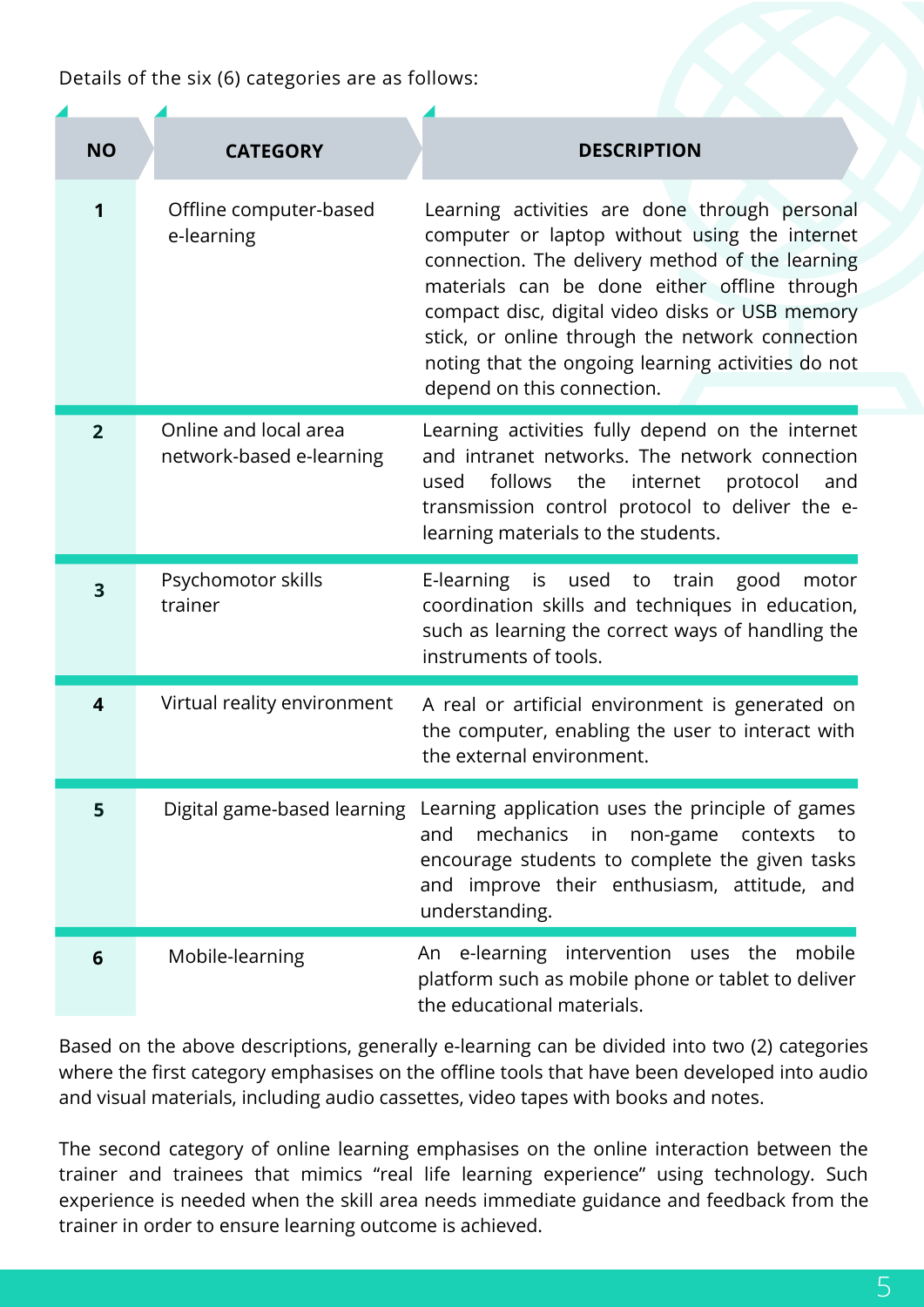Details of the six (6) categories are as follows:

| NO | CATEGORY | DESCRIPTION |
|---|---|---|
| 1 | Offline computer-based e-learning | Learning activities are done through personal computer or laptop without using the internet connection. The delivery method of the learning materials can be done either offline through compact disc, digital video disks or USB memory stick, or online through the network connection noting that the ongoing learning activities do not depend on this connection. |
| 2 | Online and local area network-based e-learning | Learning activities fully depend on the internet and intranet networks. The network connection used follows the internet protocol and transmission control protocol to deliver the e-learning materials to the students. |
| 3 | Psychomotor skills trainer | E-learning is used to train good motor coordination skills and techniques in education, such as learning the correct ways of handling the instruments of tools. |
| 4 | Virtual reality environment | A real or artificial environment is generated on the computer, enabling the user to interact with the external environment. |
| 5 | Digital game-based learning | Learning application uses the principle of games and mechanics in non-game contexts to encourage students to complete the given tasks and improve their enthusiasm, attitude, and understanding. |
| 6 | Mobile-learning | An e-learning intervention uses the mobile platform such as mobile phone or tablet to deliver the educational materials. |

Based on the above descriptions, generally e-learning can be divided into two (2) categories where the first category emphasises on the offline tools that have been developed into audio and visual materials, including audio cassettes, video tapes with books and notes.

The second category of online learning emphasises on the online interaction between the trainer and trainees that mimics "real life learning experience" using technology. Such experience is needed when the skill area needs immediate guidance and feedback from the trainer in order to ensure learning outcome is achieved.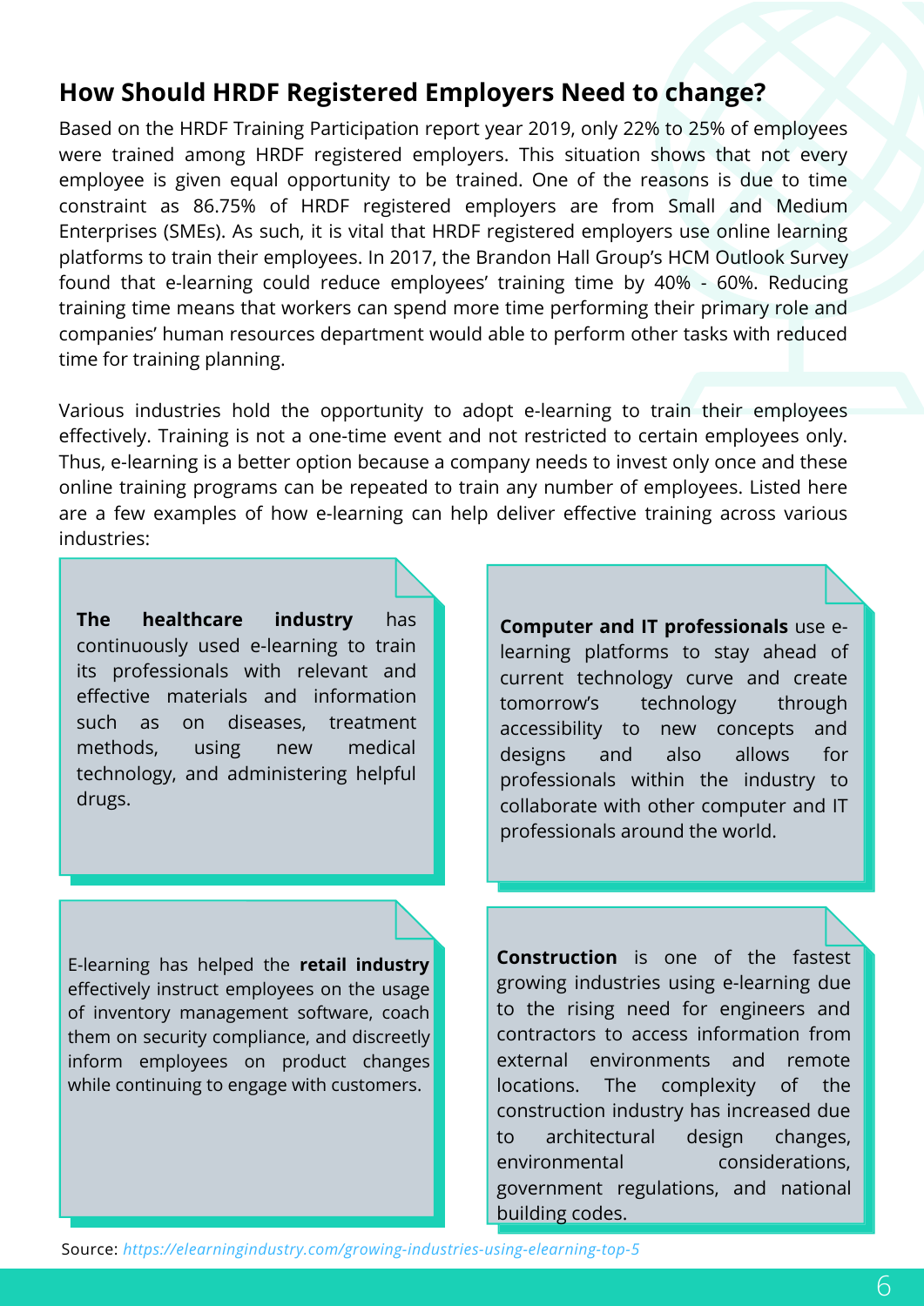## How Should HRDF Registered Employers Need to change?

Based on the HRDF Training Participation report year 2019, only 22% to 25% of employees were trained among HRDF registered employers. This situation shows that not every employee is given equal opportunity to be trained. One of the reasons is due to time constraint as 86.75% of HRDF registered employers are from Small and Medium Enterprises (SMEs). As such, it is vital that HRDF registered employers use online learning platforms to train their employees. In 2017, the Brandon Hall Group's HCM Outlook Survey found that e-learning could reduce employees' training time by 40% - 60%. Reducing training time means that workers can spend more time performing their primary role and companies' human resources department would able to perform other tasks with reduced time for training planning.

Various industries hold the opportunity to adopt e-learning to train their employees effectively. Training is not a one-time event and not restricted to certain employees only. Thus, e-learning is a better option because a company needs to invest only once and these online training programs can be repeated to train any number of employees. Listed here are a few examples of how e-learning can help deliver effective training across various industries:

**The healthcare industry** has continuously used e-learning to train its professionals with relevant and effective materials and information such as on diseases, treatment methods, using new medical technology, and administering helpful drugs.

**Computer and IT professionals** use e-learning platforms to stay ahead of current technology curve and create tomorrow's technology through accessibility to new concepts and designs and also allows for professionals within the industry to collaborate with other computer and IT professionals around the world.

E-learning has helped the **retail industry** effectively instruct employees on the usage of inventory management software, coach them on security compliance, and discreetly inform employees on product changes while continuing to engage with customers.

**Construction** is one of the fastest growing industries using e-learning due to the rising need for engineers and contractors to access information from external environments and remote locations. The complexity of the construction industry has increased due to architectural design changes, environmental considerations, government regulations, and national building codes.

Source: *https://elearningindustry.com/growing-industries-using-elearning-top-5*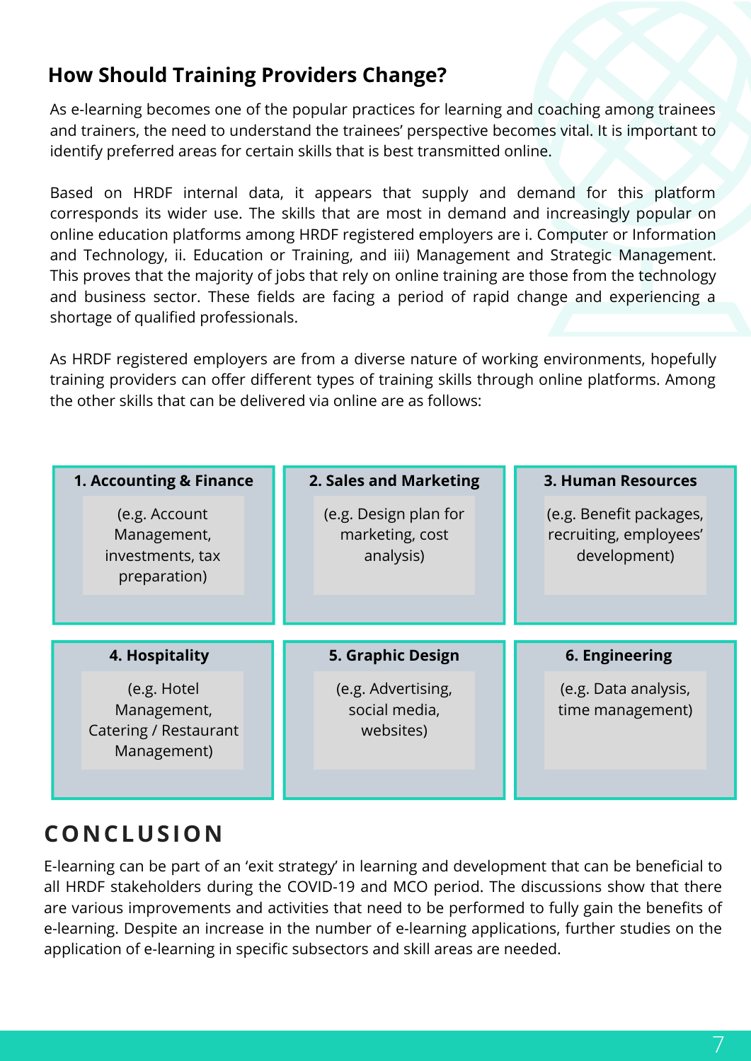## How Should Training Providers Change?

As e-learning becomes one of the popular practices for learning and coaching among trainees and trainers, the need to understand the trainees' perspective becomes vital. It is important to identify preferred areas for certain skills that is best transmitted online.

Based on HRDF internal data, it appears that supply and demand for this platform corresponds its wider use. The skills that are most in demand and increasingly popular on online education platforms among HRDF registered employers are i. Computer or Information and Technology, ii. Education or Training, and iii) Management and Strategic Management. This proves that the majority of jobs that rely on online training are those from the technology and business sector. These fields are facing a period of rapid change and experiencing a shortage of qualified professionals.

As HRDF registered employers are from a diverse nature of working environments, hopefully training providers can offer different types of training skills through online platforms. Among the other skills that can be delivered via online are as follows:

**1. Accounting & Finance**

(e.g. Account Management, investments, tax preparation)

**2. Sales and Marketing**

(e.g. Design plan for marketing, cost analysis)

**3. Human Resources**

(e.g. Benefit packages, recruiting, employees' development)

**4. Hospitality**

(e.g. Hotel Management, Catering / Restaurant Management)

**5. Graphic Design**

(e.g. Advertising, social media, websites)

**6. Engineering**

(e.g. Data analysis, time management)

## CONCLUSION

E-learning can be part of an 'exit strategy' in learning and development that can be beneficial to all HRDF stakeholders during the COVID-19 and MCO period. The discussions show that there are various improvements and activities that need to be performed to fully gain the benefits of e-learning. Despite an increase in the number of e-learning applications, further studies on the application of e-learning in specific subsectors and skill areas are needed.